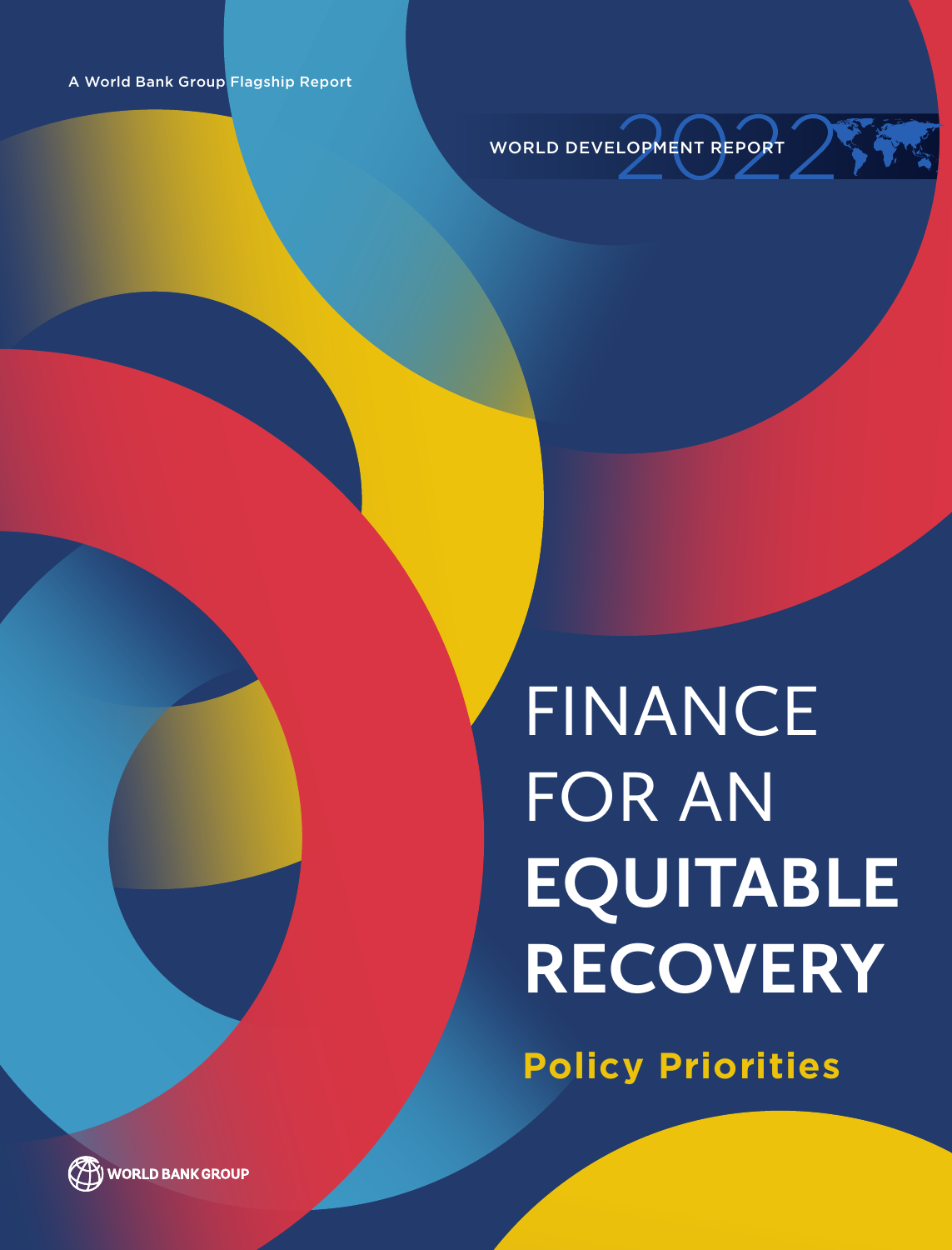A World Bank Group Flagship Report

WORLD DEVELOPMENT REPORT 2022

# FINANCE FOR AN **EQUITABLE RECOVERY**

## Policy Priorities

WORLD BANK GROUP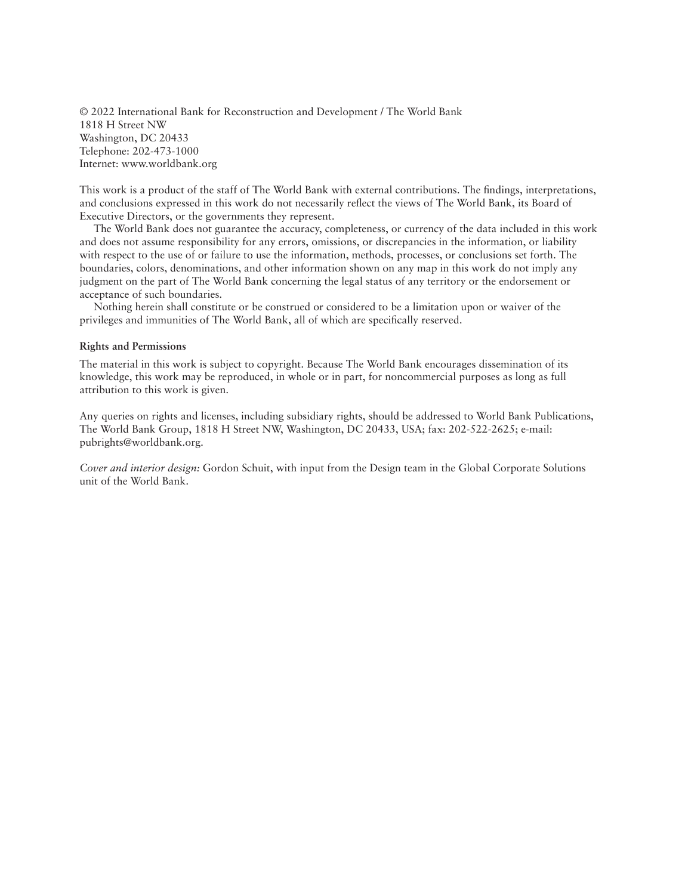© 2022 International Bank for Reconstruction and Development / The World Bank
1818 H Street NW
Washington, DC 20433
Telephone: 202-473-1000
Internet: www.worldbank.org

This work is a product of the staff of The World Bank with external contributions. The findings, interpretations, and conclusions expressed in this work do not necessarily reflect the views of The World Bank, its Board of Executive Directors, or the governments they represent.

The World Bank does not guarantee the accuracy, completeness, or currency of the data included in this work and does not assume responsibility for any errors, omissions, or discrepancies in the information, or liability with respect to the use of or failure to use the information, methods, processes, or conclusions set forth. The boundaries, colors, denominations, and other information shown on any map in this work do not imply any judgment on the part of The World Bank concerning the legal status of any territory or the endorsement or acceptance of such boundaries.

Nothing herein shall constitute or be construed or considered to be a limitation upon or waiver of the privileges and immunities of The World Bank, all of which are specifically reserved.

**Rights and Permissions**

The material in this work is subject to copyright. Because The World Bank encourages dissemination of its knowledge, this work may be reproduced, in whole or in part, for noncommercial purposes as long as full attribution to this work is given.

Any queries on rights and licenses, including subsidiary rights, should be addressed to World Bank Publications, The World Bank Group, 1818 H Street NW, Washington, DC 20433, USA; fax: 202-522-2625; e-mail: pubrights@worldbank.org.

*Cover and interior design:* Gordon Schuit, with input from the Design team in the Global Corporate Solutions unit of the World Bank.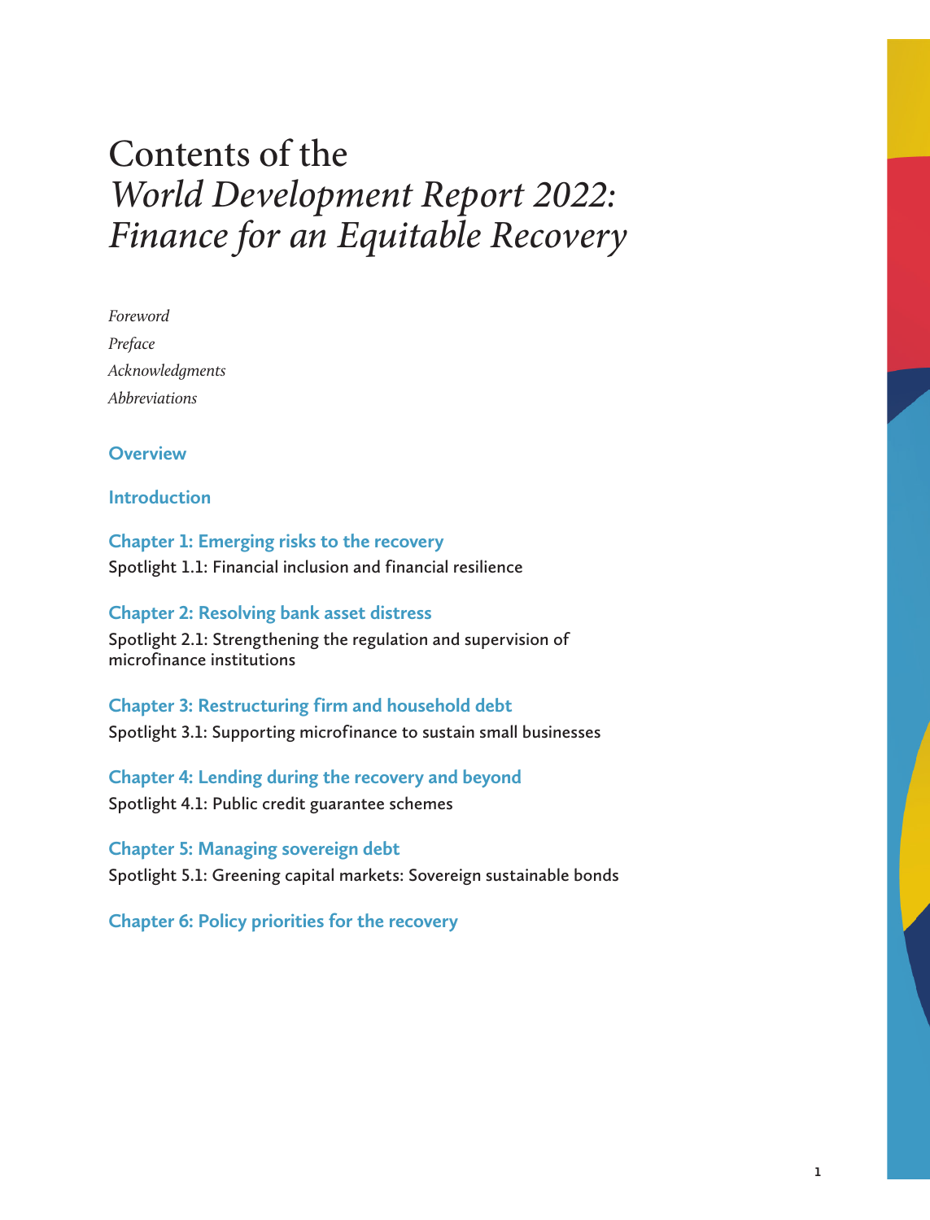# Contents of the *World Development Report 2022: Finance for an Equitable Recovery*

*Foreword*

*Preface*

*Acknowledgments*

*Abbreviations*

## Overview

## Introduction

## Chapter 1: Emerging risks to the recovery

Spotlight 1.1: Financial inclusion and financial resilience

## Chapter 2: Resolving bank asset distress

Spotlight 2.1: Strengthening the regulation and supervision of microfinance institutions

## Chapter 3: Restructuring firm and household debt

Spotlight 3.1: Supporting microfinance to sustain small businesses

## Chapter 4: Lending during the recovery and beyond

Spotlight 4.1: Public credit guarantee schemes

## Chapter 5: Managing sovereign debt

Spotlight 5.1: Greening capital markets: Sovereign sustainable bonds

## Chapter 6: Policy priorities for the recovery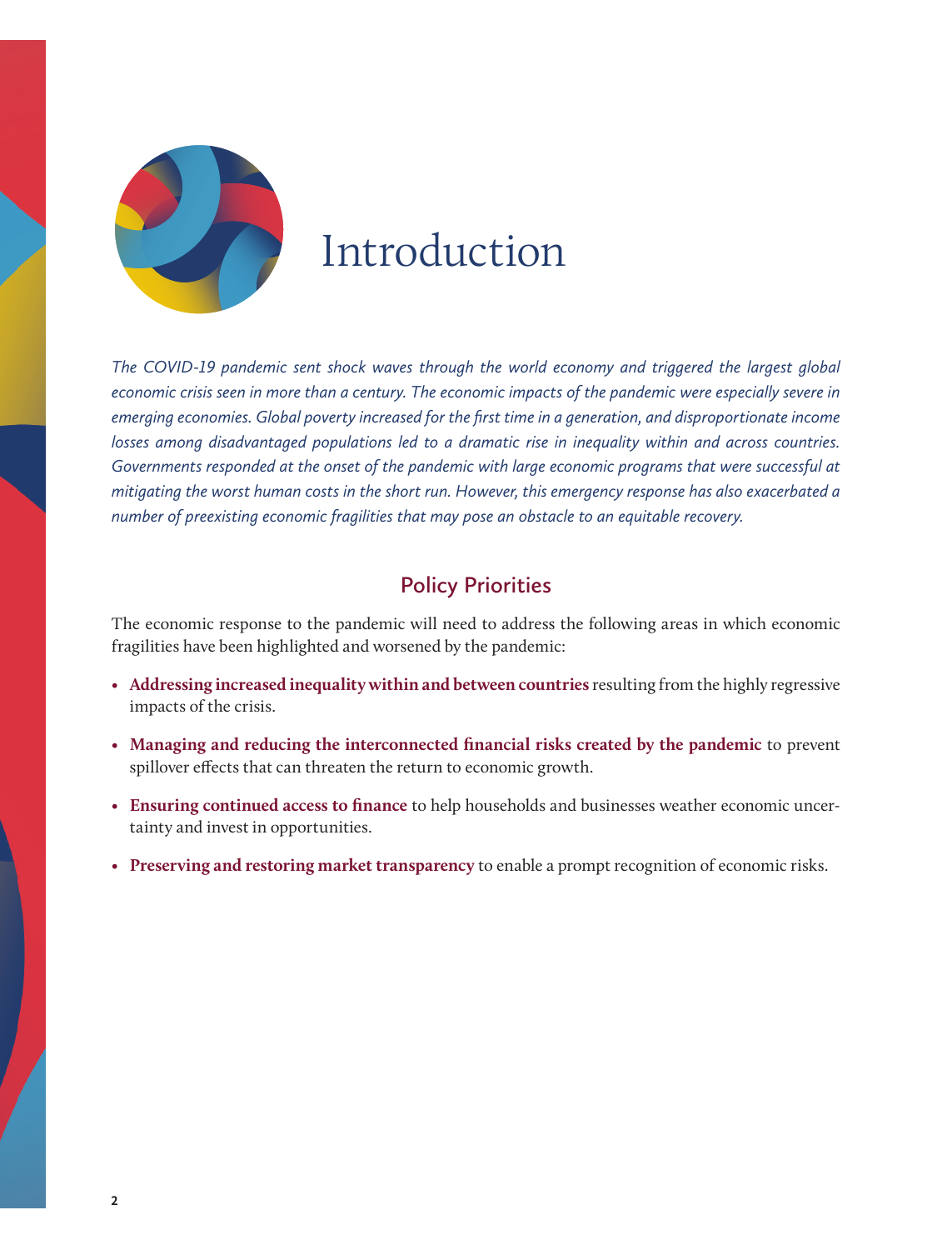# Introduction

*The COVID-19 pandemic sent shock waves through the world economy and triggered the largest global economic crisis seen in more than a century. The economic impacts of the pandemic were especially severe in emerging economies. Global poverty increased for the first time in a generation, and disproportionate income losses among disadvantaged populations led to a dramatic rise in inequality within and across countries. Governments responded at the onset of the pandemic with large economic programs that were successful at mitigating the worst human costs in the short run. However, this emergency response has also exacerbated a number of preexisting economic fragilities that may pose an obstacle to an equitable recovery.*

## Policy Priorities

The economic response to the pandemic will need to address the following areas in which economic fragilities have been highlighted and worsened by the pandemic:

- **Addressing increased inequality within and between countries** resulting from the highly regressive impacts of the crisis.
- **Managing and reducing the interconnected financial risks created by the pandemic** to prevent spillover effects that can threaten the return to economic growth.
- **Ensuring continued access to finance** to help households and businesses weather economic uncertainty and invest in opportunities.
- **Preserving and restoring market transparency** to enable a prompt recognition of economic risks.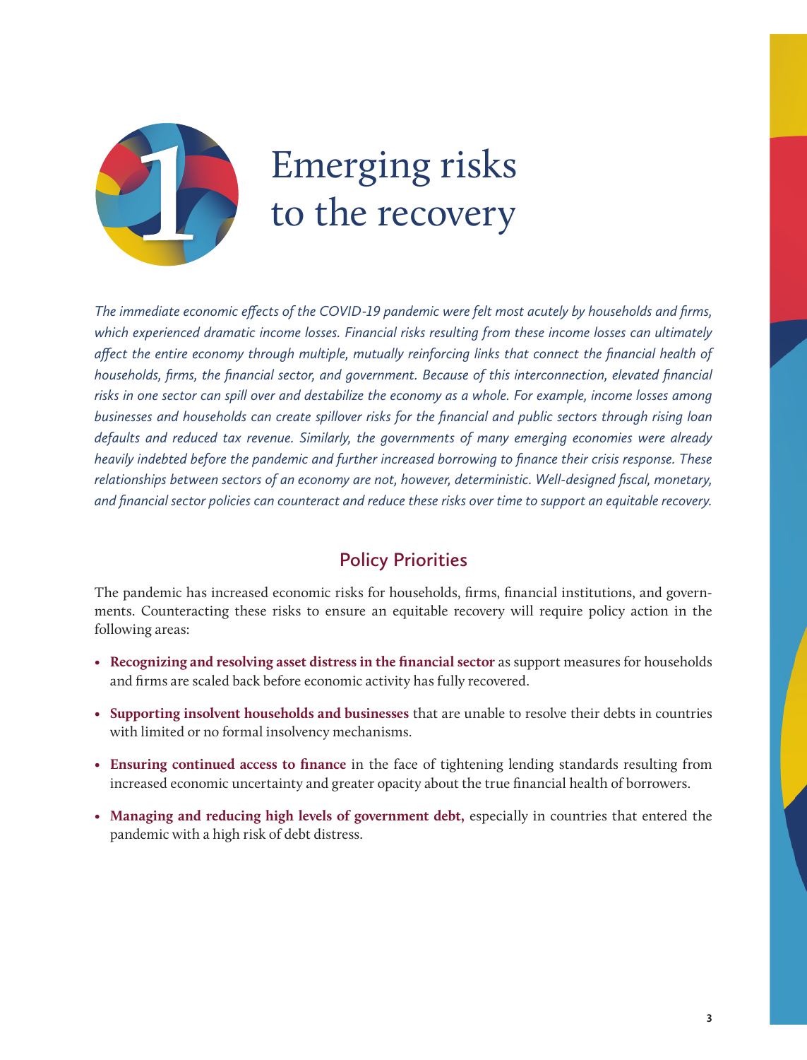# 1 Emerging risks to the recovery

*The immediate economic effects of the COVID-19 pandemic were felt most acutely by households and firms, which experienced dramatic income losses. Financial risks resulting from these income losses can ultimately affect the entire economy through multiple, mutually reinforcing links that connect the financial health of households, firms, the financial sector, and government. Because of this interconnection, elevated financial risks in one sector can spill over and destabilize the economy as a whole. For example, income losses among businesses and households can create spillover risks for the financial and public sectors through rising loan defaults and reduced tax revenue. Similarly, the governments of many emerging economies were already heavily indebted before the pandemic and further increased borrowing to finance their crisis response. These relationships between sectors of an economy are not, however, deterministic. Well-designed fiscal, monetary, and financial sector policies can counteract and reduce these risks over time to support an equitable recovery.*

## Policy Priorities

The pandemic has increased economic risks for households, firms, financial institutions, and governments. Counteracting these risks to ensure an equitable recovery will require policy action in the following areas:

- **Recognizing and resolving asset distress in the financial sector** as support measures for households and firms are scaled back before economic activity has fully recovered.
- **Supporting insolvent households and businesses** that are unable to resolve their debts in countries with limited or no formal insolvency mechanisms.
- **Ensuring continued access to finance** in the face of tightening lending standards resulting from increased economic uncertainty and greater opacity about the true financial health of borrowers.
- **Managing and reducing high levels of government debt,** especially in countries that entered the pandemic with a high risk of debt distress.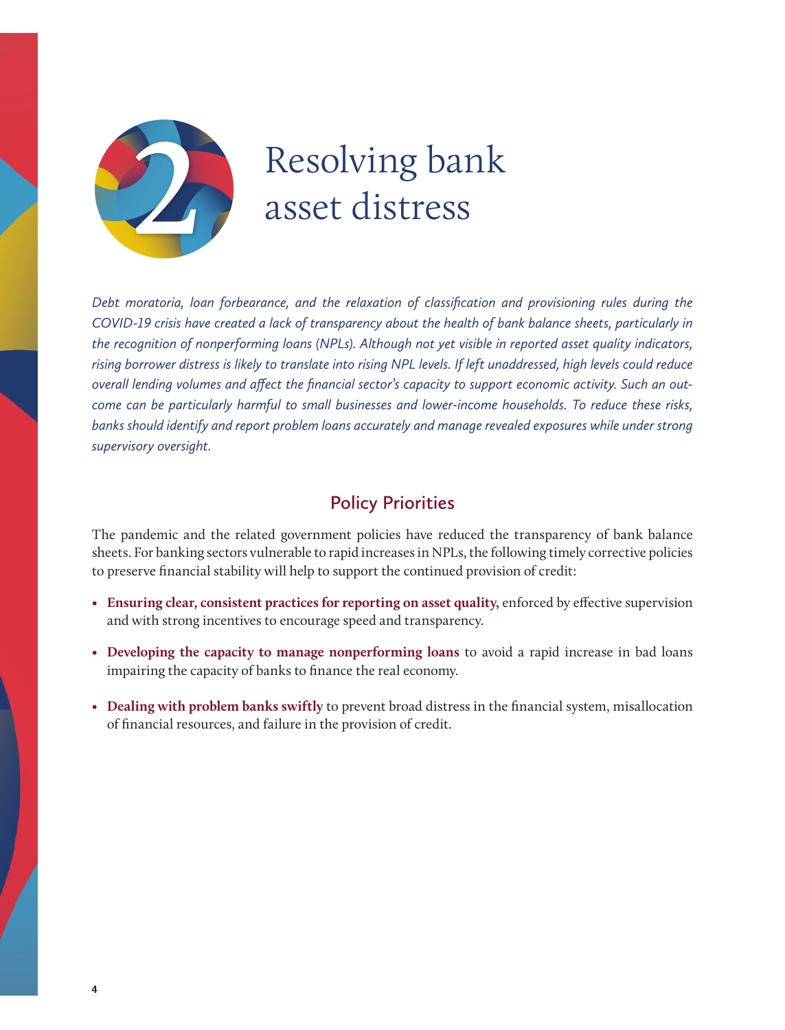# 2 Resolving bank asset distress

*Debt moratoria, loan forbearance, and the relaxation of classification and provisioning rules during the COVID-19 crisis have created a lack of transparency about the health of bank balance sheets, particularly in the recognition of nonperforming loans (NPLs). Although not yet visible in reported asset quality indicators, rising borrower distress is likely to translate into rising NPL levels. If left unaddressed, high levels could reduce overall lending volumes and affect the financial sector's capacity to support economic activity. Such an outcome can be particularly harmful to small businesses and lower-income households. To reduce these risks, banks should identify and report problem loans accurately and manage revealed exposures while under strong supervisory oversight.*

## Policy Priorities

The pandemic and the related government policies have reduced the transparency of bank balance sheets. For banking sectors vulnerable to rapid increases in NPLs, the following timely corrective policies to preserve financial stability will help to support the continued provision of credit:

- **Ensuring clear, consistent practices for reporting on asset quality,** enforced by effective supervision and with strong incentives to encourage speed and transparency.
- **Developing the capacity to manage nonperforming loans** to avoid a rapid increase in bad loans impairing the capacity of banks to finance the real economy.
- **Dealing with problem banks swiftly** to prevent broad distress in the financial system, misallocation of financial resources, and failure in the provision of credit.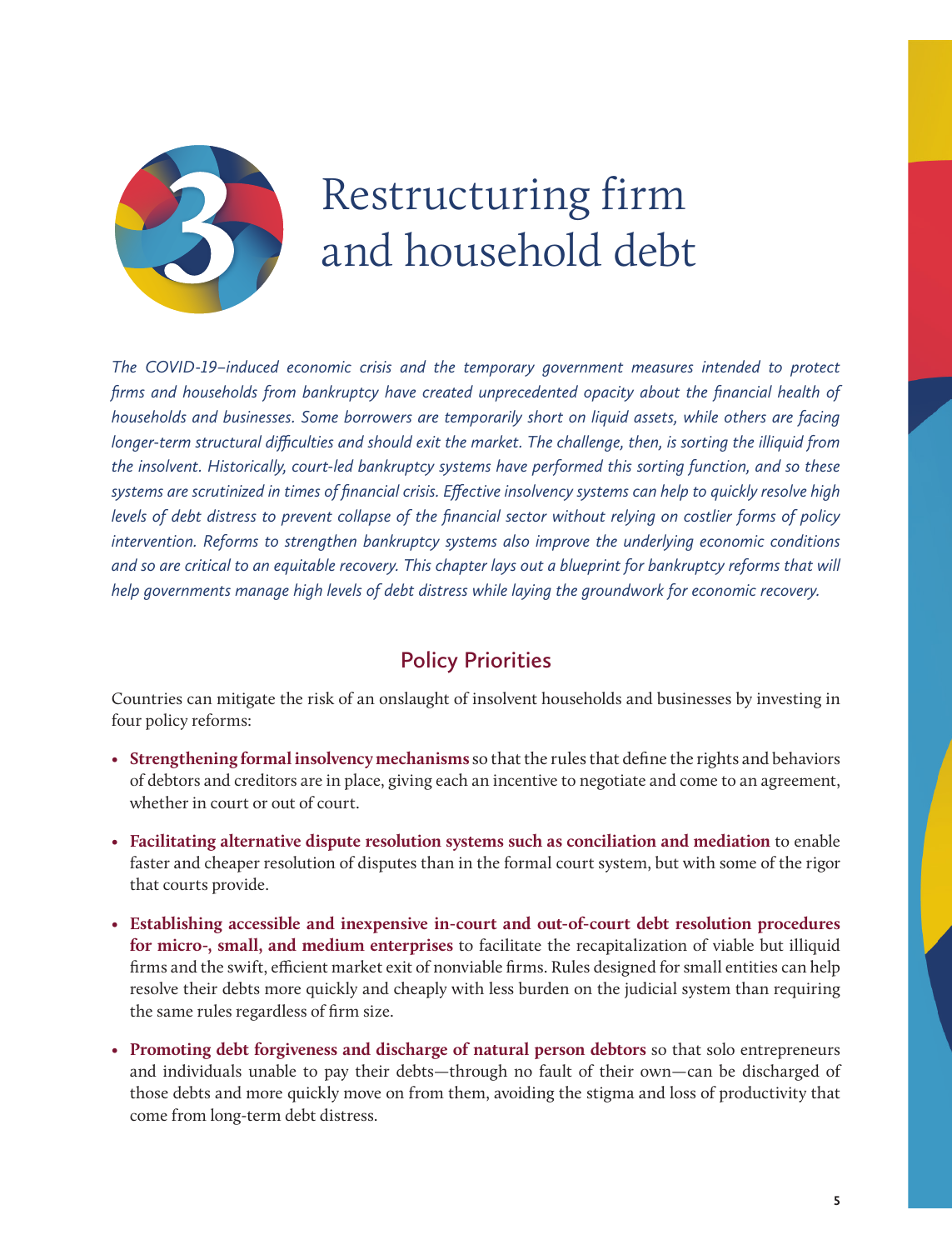# 3 Restructuring firm and household debt

*The COVID-19–induced economic crisis and the temporary government measures intended to protect firms and households from bankruptcy have created unprecedented opacity about the financial health of households and businesses. Some borrowers are temporarily short on liquid assets, while others are facing longer-term structural difficulties and should exit the market. The challenge, then, is sorting the illiquid from the insolvent. Historically, court-led bankruptcy systems have performed this sorting function, and so these systems are scrutinized in times of financial crisis. Effective insolvency systems can help to quickly resolve high levels of debt distress to prevent collapse of the financial sector without relying on costlier forms of policy intervention. Reforms to strengthen bankruptcy systems also improve the underlying economic conditions and so are critical to an equitable recovery. This chapter lays out a blueprint for bankruptcy reforms that will help governments manage high levels of debt distress while laying the groundwork for economic recovery.*

## Policy Priorities

Countries can mitigate the risk of an onslaught of insolvent households and businesses by investing in four policy reforms:

- **Strengthening formal insolvency mechanisms** so that the rules that define the rights and behaviors of debtors and creditors are in place, giving each an incentive to negotiate and come to an agreement, whether in court or out of court.
- **Facilitating alternative dispute resolution systems such as conciliation and mediation** to enable faster and cheaper resolution of disputes than in the formal court system, but with some of the rigor that courts provide.
- **Establishing accessible and inexpensive in-court and out-of-court debt resolution procedures for micro-, small, and medium enterprises** to facilitate the recapitalization of viable but illiquid firms and the swift, efficient market exit of nonviable firms. Rules designed for small entities can help resolve their debts more quickly and cheaply with less burden on the judicial system than requiring the same rules regardless of firm size.
- **Promoting debt forgiveness and discharge of natural person debtors** so that solo entrepreneurs and individuals unable to pay their debts—through no fault of their own—can be discharged of those debts and more quickly move on from them, avoiding the stigma and loss of productivity that come from long-term debt distress.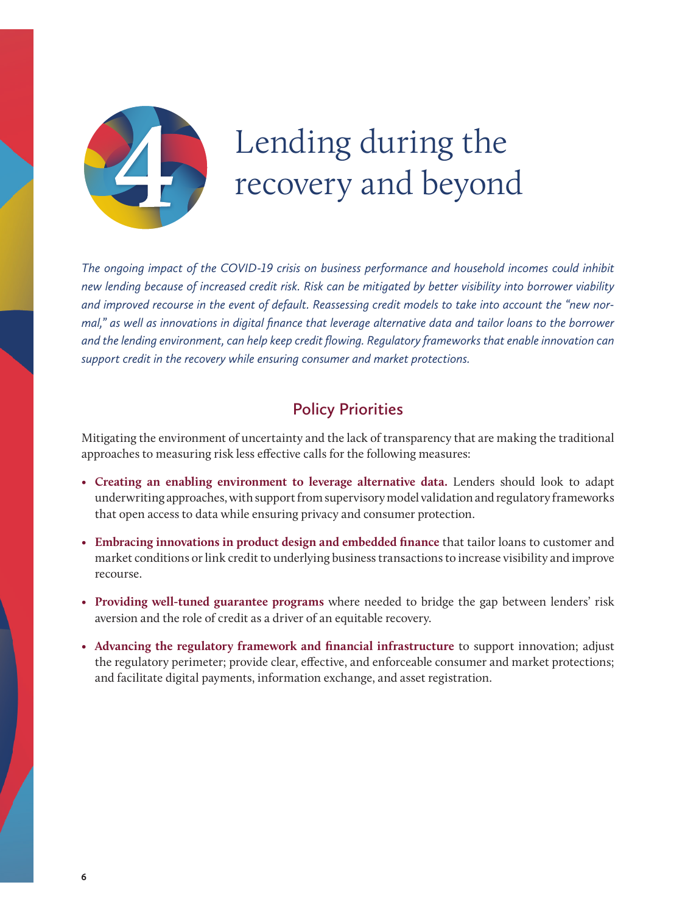# 4 Lending during the recovery and beyond

*The ongoing impact of the COVID-19 crisis on business performance and household incomes could inhibit new lending because of increased credit risk. Risk can be mitigated by better visibility into borrower viability and improved recourse in the event of default. Reassessing credit models to take into account the "new normal," as well as innovations in digital finance that leverage alternative data and tailor loans to the borrower and the lending environment, can help keep credit flowing. Regulatory frameworks that enable innovation can support credit in the recovery while ensuring consumer and market protections.*

## Policy Priorities

Mitigating the environment of uncertainty and the lack of transparency that are making the traditional approaches to measuring risk less effective calls for the following measures:

- **Creating an enabling environment to leverage alternative data.** Lenders should look to adapt underwriting approaches, with support from supervisory model validation and regulatory frameworks that open access to data while ensuring privacy and consumer protection.
- **Embracing innovations in product design and embedded finance** that tailor loans to customer and market conditions or link credit to underlying business transactions to increase visibility and improve recourse.
- **Providing well-tuned guarantee programs** where needed to bridge the gap between lenders' risk aversion and the role of credit as a driver of an equitable recovery.
- **Advancing the regulatory framework and financial infrastructure** to support innovation; adjust the regulatory perimeter; provide clear, effective, and enforceable consumer and market protections; and facilitate digital payments, information exchange, and asset registration.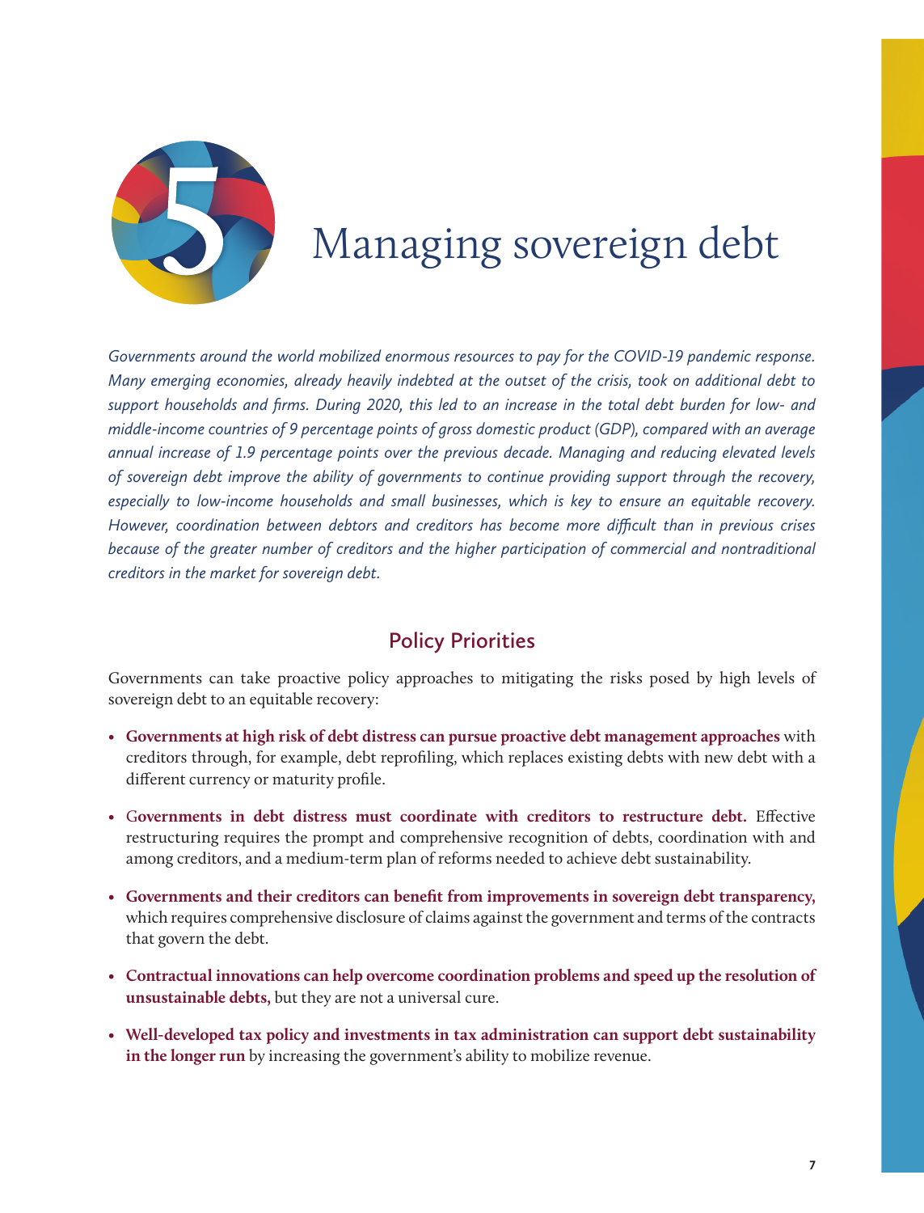# 5 Managing sovereign debt

*Governments around the world mobilized enormous resources to pay for the COVID-19 pandemic response. Many emerging economies, already heavily indebted at the outset of the crisis, took on additional debt to support households and firms. During 2020, this led to an increase in the total debt burden for low- and middle-income countries of 9 percentage points of gross domestic product (GDP), compared with an average annual increase of 1.9 percentage points over the previous decade. Managing and reducing elevated levels of sovereign debt improve the ability of governments to continue providing support through the recovery, especially to low-income households and small businesses, which is key to ensure an equitable recovery. However, coordination between debtors and creditors has become more difficult than in previous crises because of the greater number of creditors and the higher participation of commercial and nontraditional creditors in the market for sovereign debt.*

## Policy Priorities

Governments can take proactive policy approaches to mitigating the risks posed by high levels of sovereign debt to an equitable recovery:

- **Governments at high risk of debt distress can pursue proactive debt management approaches** with creditors through, for example, debt reprofiling, which replaces existing debts with new debt with a different currency or maturity profile.
- **Governments in debt distress must coordinate with creditors to restructure debt.** Effective restructuring requires the prompt and comprehensive recognition of debts, coordination with and among creditors, and a medium-term plan of reforms needed to achieve debt sustainability.
- **Governments and their creditors can benefit from improvements in sovereign debt transparency,** which requires comprehensive disclosure of claims against the government and terms of the contracts that govern the debt.
- **Contractual innovations can help overcome coordination problems and speed up the resolution of unsustainable debts,** but they are not a universal cure.
- **Well-developed tax policy and investments in tax administration can support debt sustainability in the longer run** by increasing the government's ability to mobilize revenue.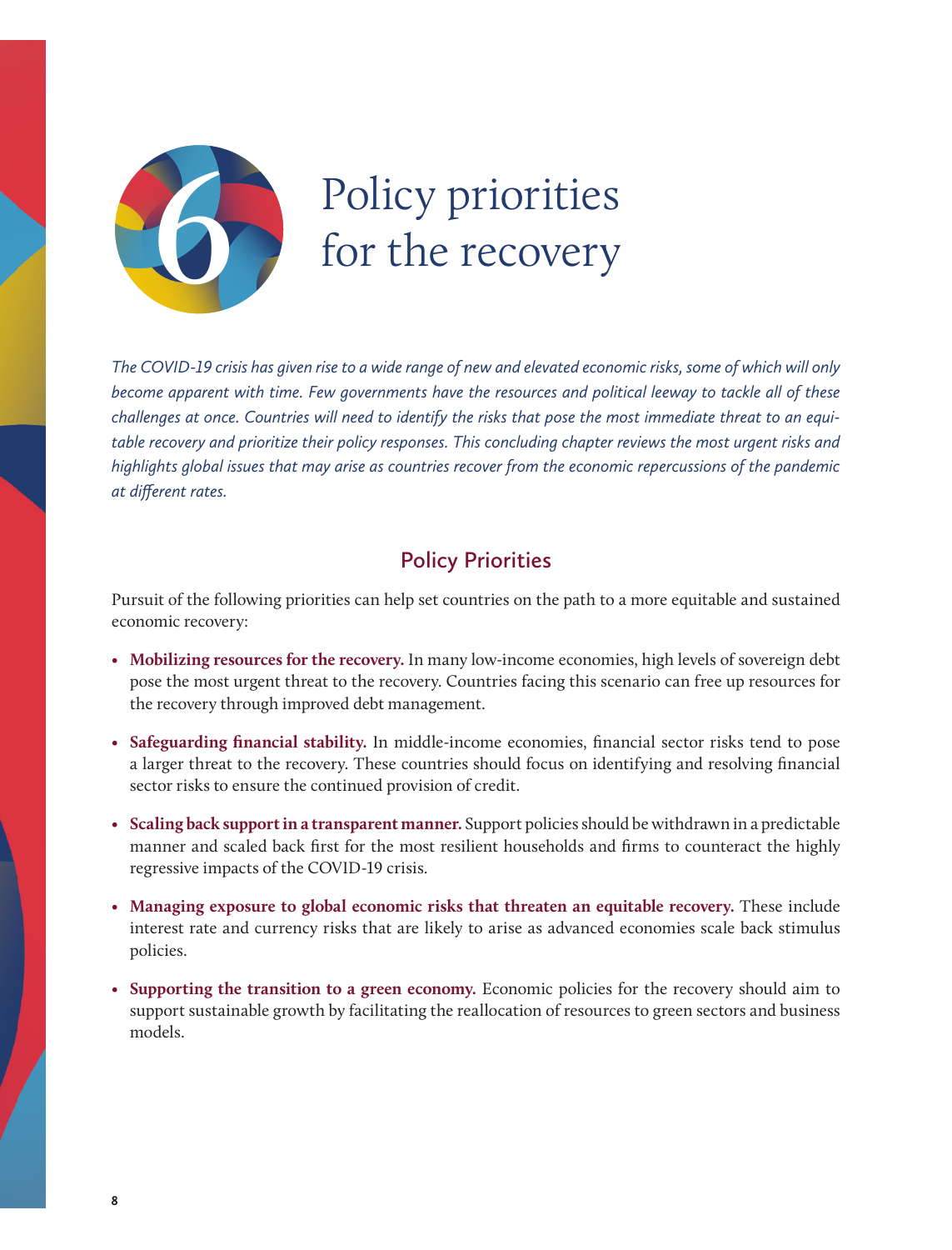# 6 Policy priorities for the recovery

*The COVID-19 crisis has given rise to a wide range of new and elevated economic risks, some of which will only become apparent with time. Few governments have the resources and political leeway to tackle all of these challenges at once. Countries will need to identify the risks that pose the most immediate threat to an equitable recovery and prioritize their policy responses. This concluding chapter reviews the most urgent risks and highlights global issues that may arise as countries recover from the economic repercussions of the pandemic at different rates.*

## Policy Priorities

Pursuit of the following priorities can help set countries on the path to a more equitable and sustained economic recovery:

- **Mobilizing resources for the recovery.** In many low-income economies, high levels of sovereign debt pose the most urgent threat to the recovery. Countries facing this scenario can free up resources for the recovery through improved debt management.
- **Safeguarding financial stability.** In middle-income economies, financial sector risks tend to pose a larger threat to the recovery. These countries should focus on identifying and resolving financial sector risks to ensure the continued provision of credit.
- **Scaling back support in a transparent manner.** Support policies should be withdrawn in a predictable manner and scaled back first for the most resilient households and firms to counteract the highly regressive impacts of the COVID-19 crisis.
- **Managing exposure to global economic risks that threaten an equitable recovery.** These include interest rate and currency risks that are likely to arise as advanced economies scale back stimulus policies.
- **Supporting the transition to a green economy.** Economic policies for the recovery should aim to support sustainable growth by facilitating the reallocation of resources to green sectors and business models.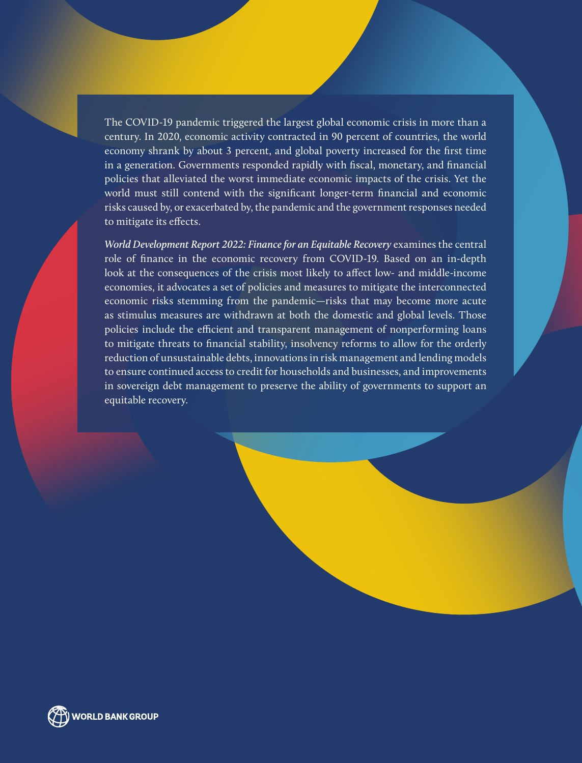The COVID-19 pandemic triggered the largest global economic crisis in more than a century. In 2020, economic activity contracted in 90 percent of countries, the world economy shrank by about 3 percent, and global poverty increased for the first time in a generation. Governments responded rapidly with fiscal, monetary, and financial policies that alleviated the worst immediate economic impacts of the crisis. Yet the world must still contend with the significant longer-term financial and economic risks caused by, or exacerbated by, the pandemic and the government responses needed to mitigate its effects.

*World Development Report 2022: Finance for an Equitable Recovery* examines the central role of finance in the economic recovery from COVID-19. Based on an in-depth look at the consequences of the crisis most likely to affect low- and middle-income economies, it advocates a set of policies and measures to mitigate the interconnected economic risks stemming from the pandemic—risks that may become more acute as stimulus measures are withdrawn at both the domestic and global levels. Those policies include the efficient and transparent management of nonperforming loans to mitigate threats to financial stability, insolvency reforms to allow for the orderly reduction of unsustainable debts, innovations in risk management and lending models to ensure continued access to credit for households and businesses, and improvements in sovereign debt management to preserve the ability of governments to support an equitable recovery.

WORLD BANK GROUP